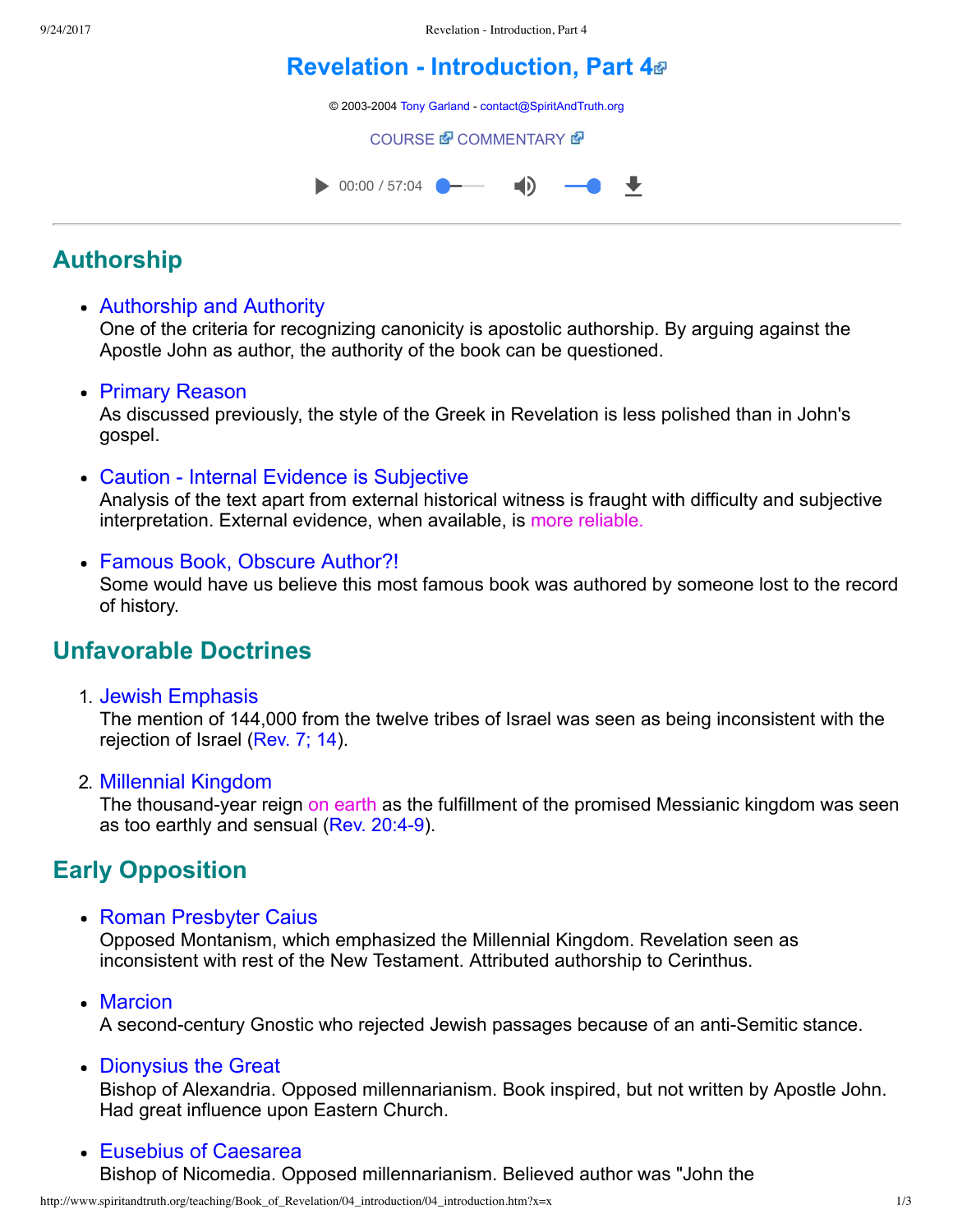# Revelation - Introduction, Part 4

© 2003-2004 Tony Garland - contact@SpiritAndTruth.org

COURSE COMMENTARY

00:00 / 57:04

## Authorship

- **Authorship and Authority**
  One of the criteria for recognizing canonicity is apostolic authorship. By arguing against the Apostle John as author, the authority of the book can be questioned.

- **Primary Reason**
  As discussed previously, the style of the Greek in Revelation is less polished than in John's gospel.

- **Caution - Internal Evidence is Subjective**
  Analysis of the text apart from external historical witness is fraught with difficulty and subjective interpretation. External evidence, when available, is more reliable.

- **Famous Book, Obscure Author?!**
  Some would have us believe this most famous book was authored by someone lost to the record of history.

## Unfavorable Doctrines

1. **Jewish Emphasis**
   The mention of 144,000 from the twelve tribes of Israel was seen as being inconsistent with the rejection of Israel (Rev. 7; 14).

2. **Millennial Kingdom**
   The thousand-year reign on earth as the fulfillment of the promised Messianic kingdom was seen as too earthly and sensual (Rev. 20:4-9).

## Early Opposition

- **Roman Presbyter Caius**
  Opposed Montanism, which emphasized the Millennial Kingdom. Revelation seen as inconsistent with rest of the New Testament. Attributed authorship to Cerinthus.

- **Marcion**
  A second-century Gnostic who rejected Jewish passages because of an anti-Semitic stance.

- **Dionysius the Great**
  Bishop of Alexandria. Opposed millennarianism. Book inspired, but not written by Apostle John. Had great influence upon Eastern Church.

- **Eusebius of Caesarea**
  Bishop of Nicomedia. Opposed millennarianism. Believed author was "John the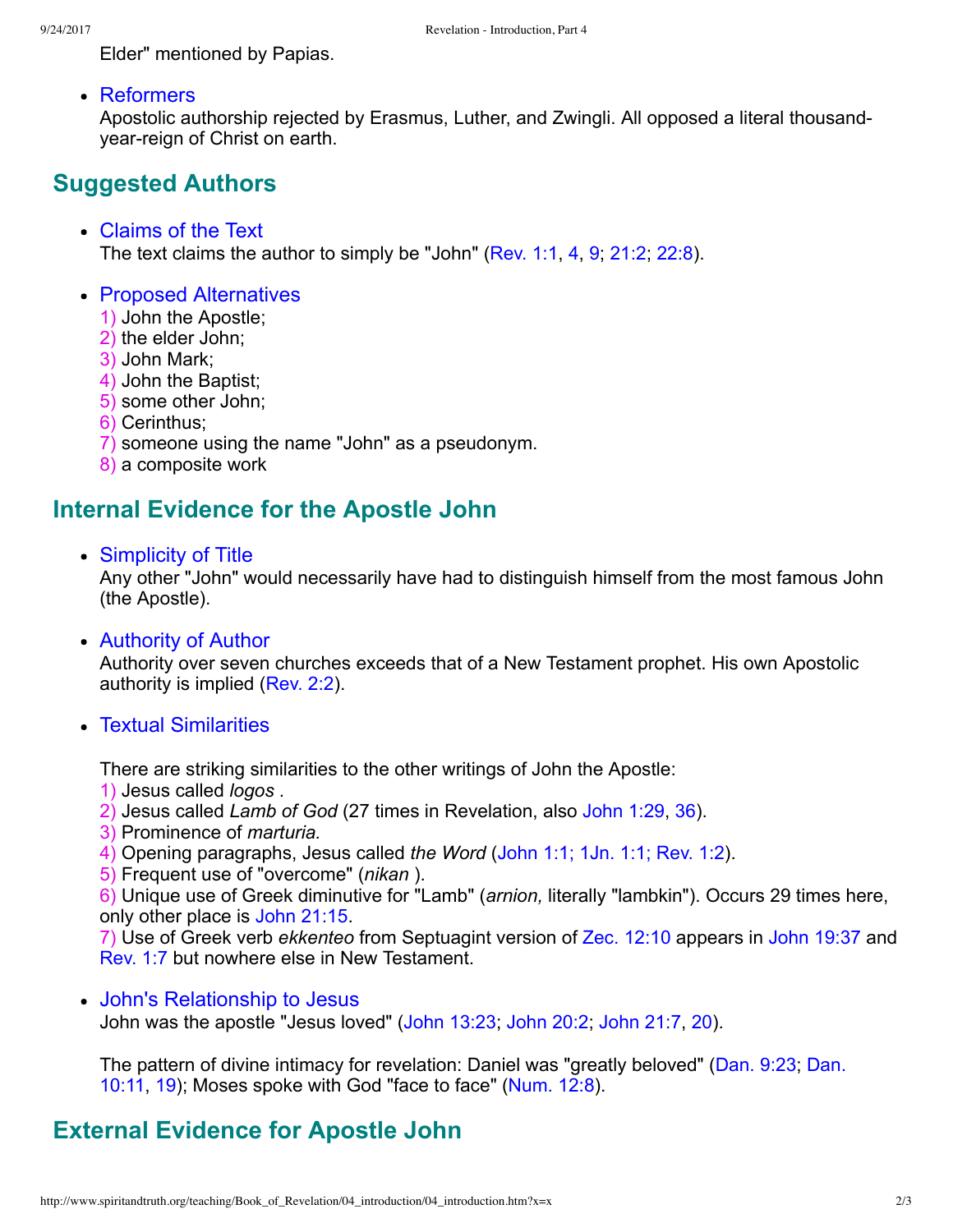Elder" mentioned by Papias.

- Reformers
  Apostolic authorship rejected by Erasmus, Luther, and Zwingli. All opposed a literal thousand-year-reign of Christ on earth.

## Suggested Authors

- Claims of the Text
  The text claims the author to simply be "John" (Rev. 1:1, 4, 9; 21:2; 22:8).

- Proposed Alternatives
  1) John the Apostle;
  2) the elder John;
  3) John Mark;
  4) John the Baptist;
  5) some other John;
  6) Cerinthus;
  7) someone using the name "John" as a pseudonym.
  8) a composite work

## Internal Evidence for the Apostle John

- Simplicity of Title
  Any other "John" would necessarily have had to distinguish himself from the most famous John (the Apostle).

- Authority of Author
  Authority over seven churches exceeds that of a New Testament prophet. His own Apostolic authority is implied (Rev. 2:2).

- Textual Similarities

  There are striking similarities to the other writings of John the Apostle:
  1) Jesus called *logos* .
  2) Jesus called *Lamb of God* (27 times in Revelation, also John 1:29, 36).
  3) Prominence of *marturia.*
  4) Opening paragraphs, Jesus called *the Word* (John 1:1; 1Jn. 1:1; Rev. 1:2).
  5) Frequent use of "overcome" (*nikan* ).
  6) Unique use of Greek diminutive for "Lamb" (*arnion,* literally "lambkin"). Occurs 29 times here, only other place is John 21:15.
  7) Use of Greek verb *ekkenteo* from Septuagint version of Zec. 12:10 appears in John 19:37 and Rev. 1:7 but nowhere else in New Testament.

- John's Relationship to Jesus
  John was the apostle "Jesus loved" (John 13:23; John 20:2; John 21:7, 20).

  The pattern of divine intimacy for revelation: Daniel was "greatly beloved" (Dan. 9:23; Dan. 10:11, 19); Moses spoke with God "face to face" (Num. 12:8).

## External Evidence for Apostle John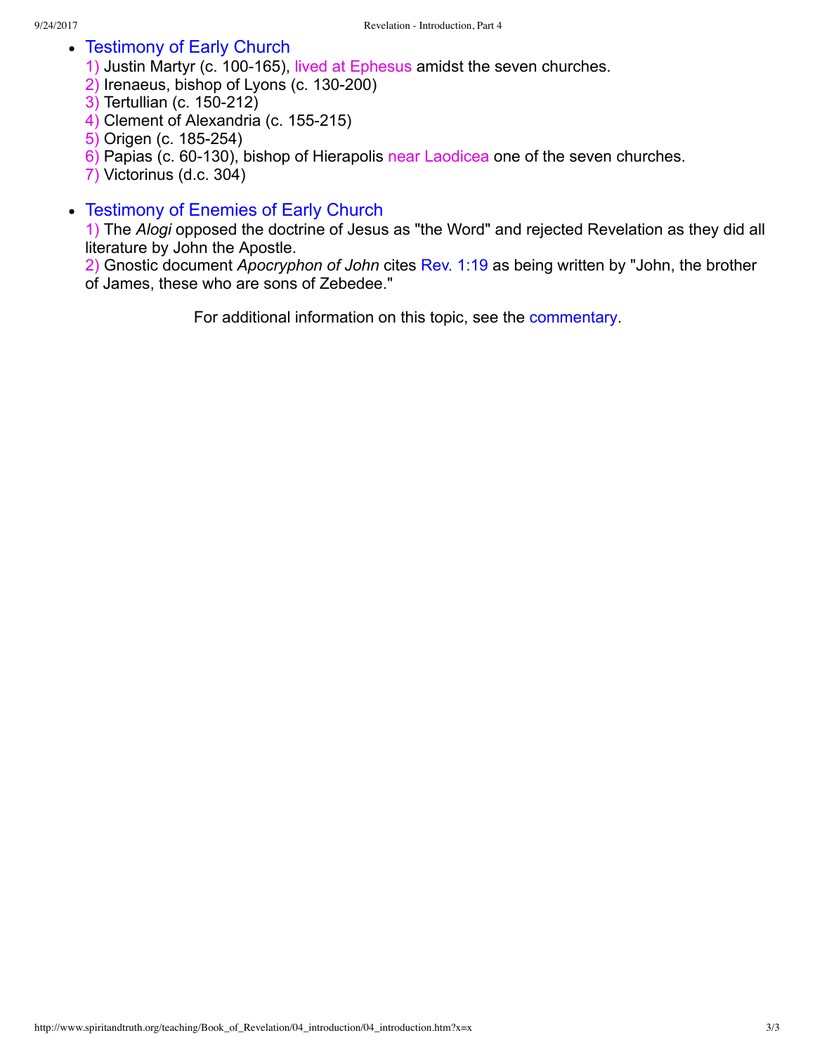- Testimony of Early Church
  1) Justin Martyr (c. 100-165), lived at Ephesus amidst the seven churches.
  2) Irenaeus, bishop of Lyons (c. 130-200)
  3) Tertullian (c. 150-212)
  4) Clement of Alexandria (c. 155-215)
  5) Origen (c. 185-254)
  6) Papias (c. 60-130), bishop of Hierapolis near Laodicea one of the seven churches.
  7) Victorinus (d.c. 304)

- Testimony of Enemies of Early Church
  1) The *Alogi* opposed the doctrine of Jesus as "the Word" and rejected Revelation as they did all literature by John the Apostle.
  2) Gnostic document *Apocryphon of John* cites Rev. 1:19 as being written by "John, the brother of James, these who are sons of Zebedee."

For additional information on this topic, see the commentary.